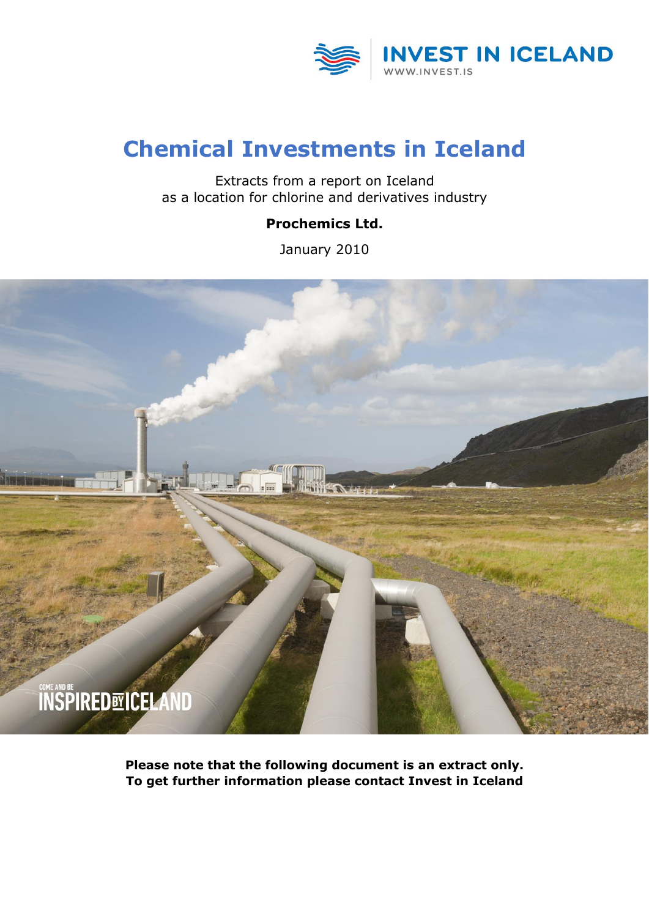INVEST IN ICELAND
WWW.INVEST.IS

# Chemical Investments in Iceland

Extracts from a report on Iceland
as a location for chlorine and derivatives industry

**Prochemics Ltd.**

January 2010

**Please note that the following document is an extract only.**
**To get further information please contact Invest in Iceland**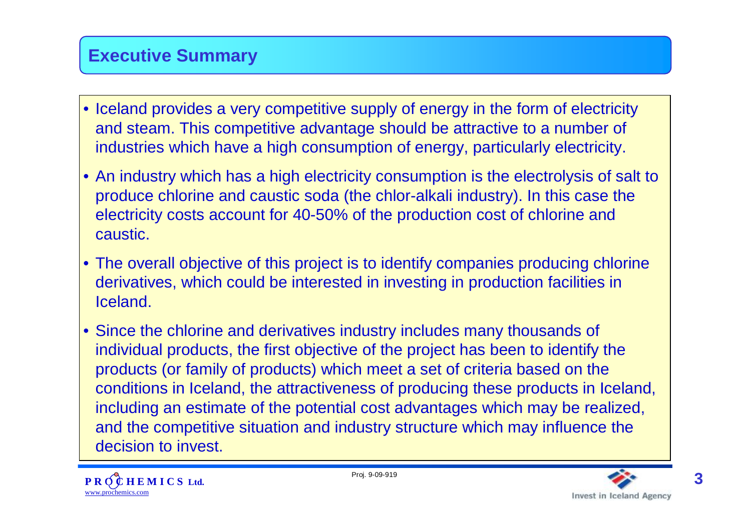# Executive Summary

- Iceland provides a very competitive supply of energy in the form of electricity and steam. This competitive advantage should be attractive to a number of industries which have a high consumption of energy, particularly electricity.
- An industry which has a high electricity consumption is the electrolysis of salt to produce chlorine and caustic soda (the chlor-alkali industry). In this case the electricity costs account for 40-50% of the production cost of chlorine and caustic.
- The overall objective of this project is to identify companies producing chlorine derivatives, which could be interested in investing in production facilities in Iceland.
- Since the chlorine and derivatives industry includes many thousands of individual products, the first objective of the project has been to identify the products (or family of products) which meet a set of criteria based on the conditions in Iceland, the attractiveness of producing these products in Iceland, including an estimate of the potential cost advantages which may be realized, and the competitive situation and industry structure which may influence the decision to invest.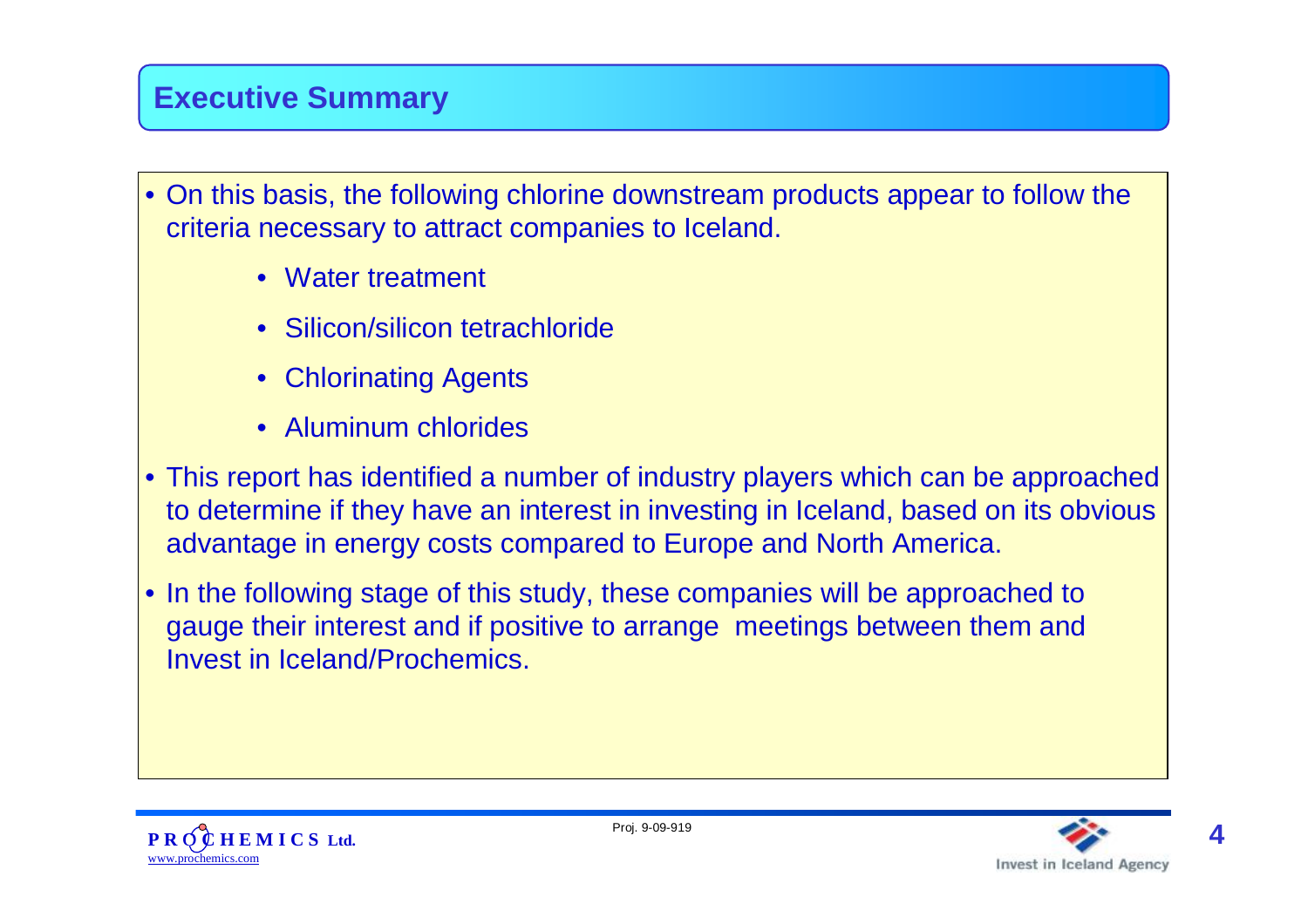# Executive Summary

- On this basis, the following chlorine downstream products appear to follow the criteria necessary to attract companies to Iceland.
  - Water treatment
  - Silicon/silicon tetrachloride
  - Chlorinating Agents
  - Aluminum chlorides
- This report has identified a number of industry players which can be approached to determine if they have an interest in investing in Iceland, based on its obvious advantage in energy costs compared to Europe and North America.
- In the following stage of this study, these companies will be approached to gauge their interest and if positive to arrange meetings between them and Invest in Iceland/Prochemics.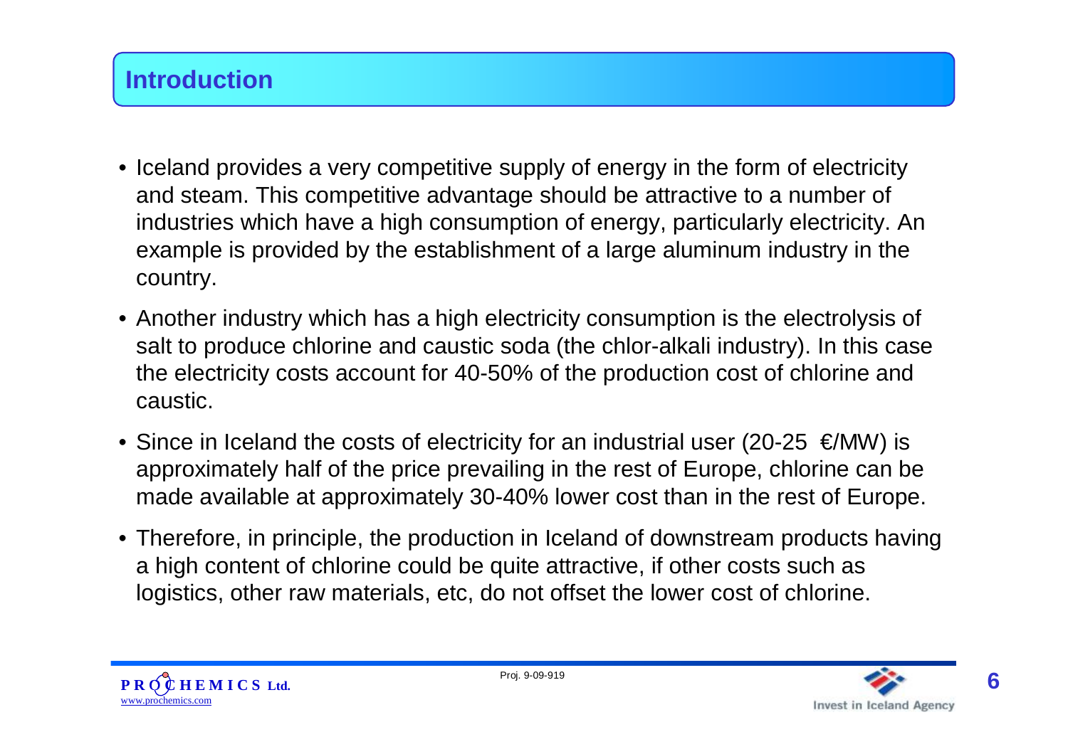## Introduction

- Iceland provides a very competitive supply of energy in the form of electricity and steam. This competitive advantage should be attractive to a number of industries which have a high consumption of energy, particularly electricity. An example is provided by the establishment of a large aluminum industry in the country.
- Another industry which has a high electricity consumption is the electrolysis of salt to produce chlorine and caustic soda (the chlor-alkali industry). In this case the electricity costs account for 40-50% of the production cost of chlorine and caustic.
- Since in Iceland the costs of electricity for an industrial user (20-25 €/MW) is approximately half of the price prevailing in the rest of Europe, chlorine can be made available at approximately 30-40% lower cost than in the rest of Europe.
- Therefore, in principle, the production in Iceland of downstream products having a high content of chlorine could be quite attractive, if other costs such as logistics, other raw materials, etc, do not offset the lower cost of chlorine.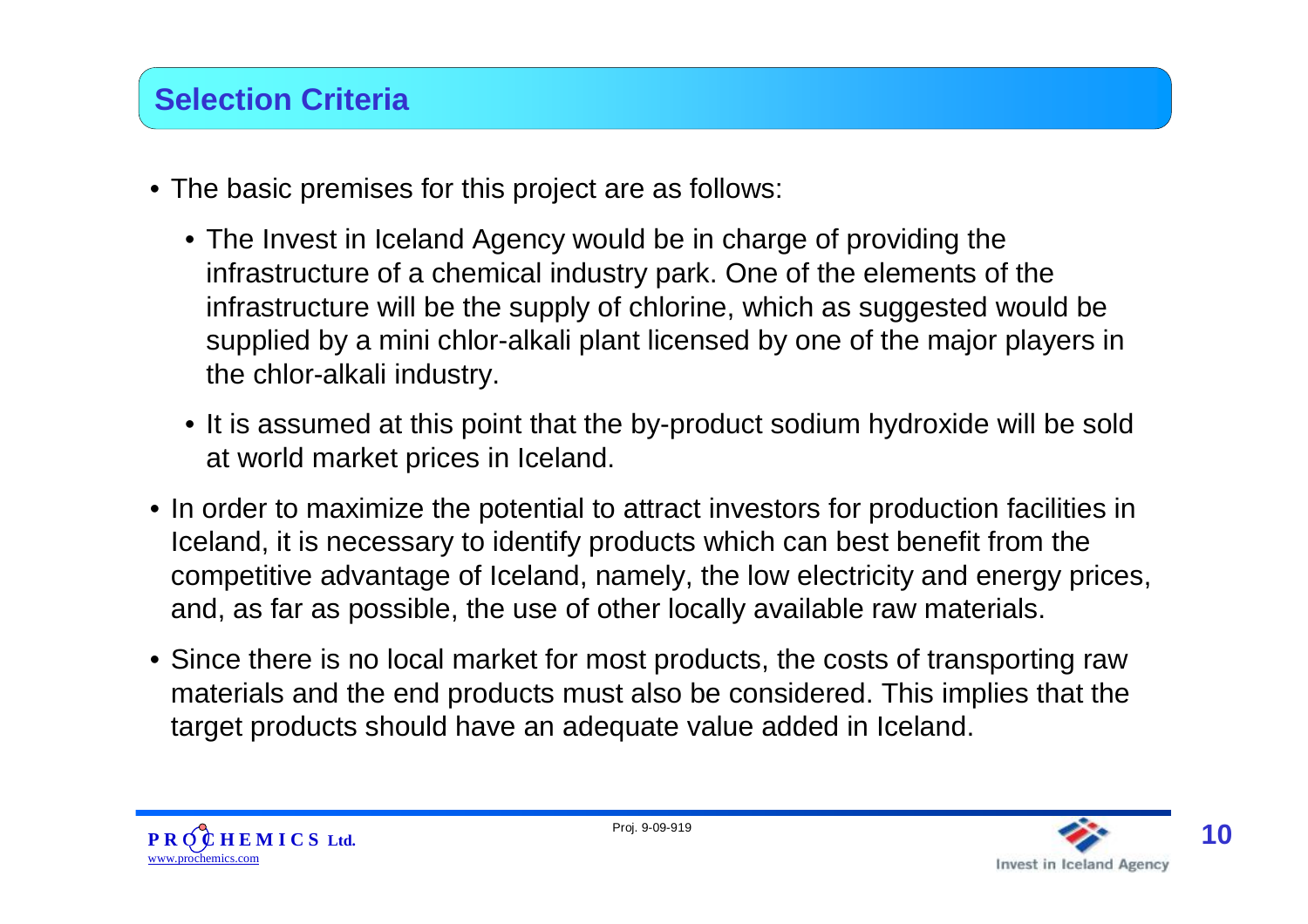## Selection Criteria

- The basic premises for this project are as follows:
  - The Invest in Iceland Agency would be in charge of providing the infrastructure of a chemical industry park. One of the elements of the infrastructure will be the supply of chlorine, which as suggested would be supplied by a mini chlor-alkali plant licensed by one of the major players in the chlor-alkali industry.
  - It is assumed at this point that the by-product sodium hydroxide will be sold at world market prices in Iceland.
- In order to maximize the potential to attract investors for production facilities in Iceland, it is necessary to identify products which can best benefit from the competitive advantage of Iceland, namely, the low electricity and energy prices, and, as far as possible, the use of other locally available raw materials.
- Since there is no local market for most products, the costs of transporting raw materials and the end products must also be considered. This implies that the target products should have an adequate value added in Iceland.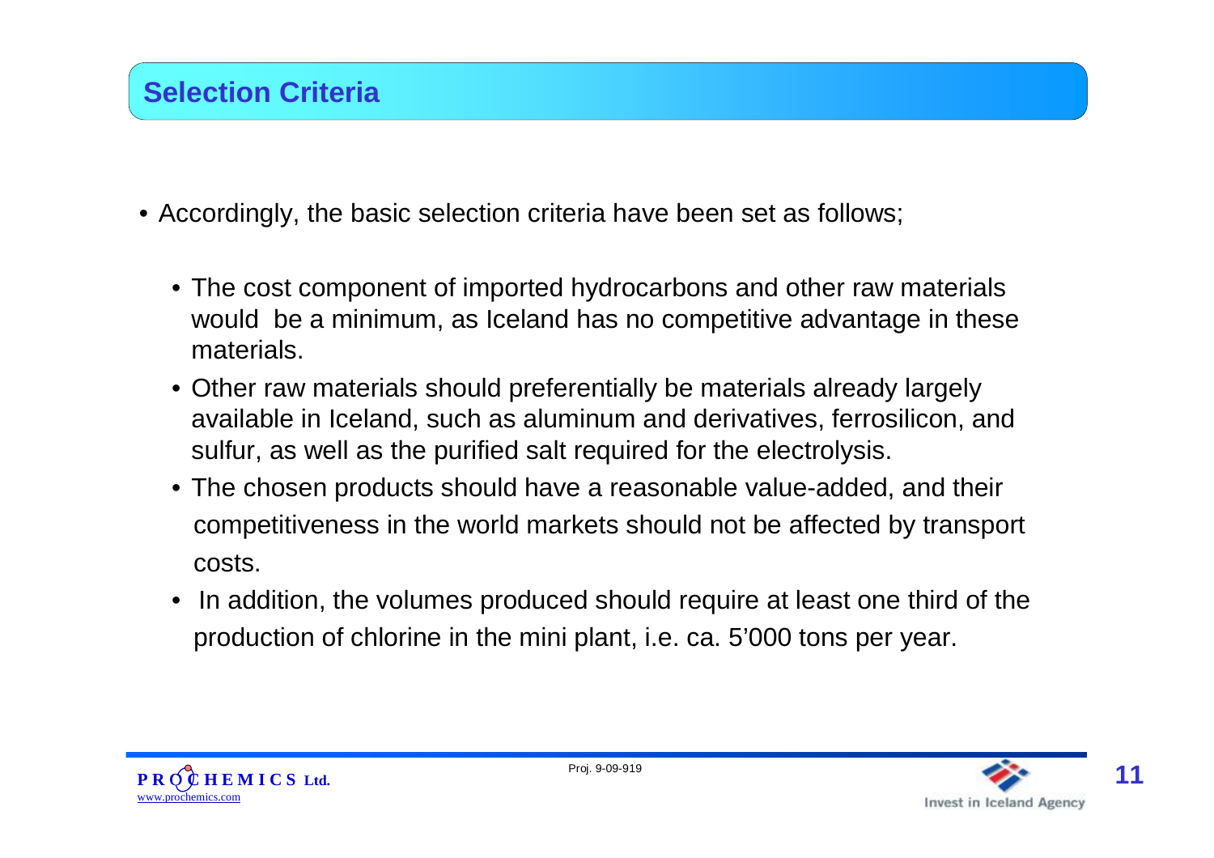# Selection Criteria

- Accordingly, the basic selection criteria have been set as follows;
  - The cost component of imported hydrocarbons and other raw materials would be a minimum, as Iceland has no competitive advantage in these materials.
  - Other raw materials should preferentially be materials already largely available in Iceland, such as aluminum and derivatives, ferrosilicon, and sulfur, as well as the purified salt required for the electrolysis.
  - The chosen products should have a reasonable value-added, and their competitiveness in the world markets should not be affected by transport costs.
  - In addition, the volumes produced should require at least one third of the production of chlorine in the mini plant, i.e. ca. 5'000 tons per year.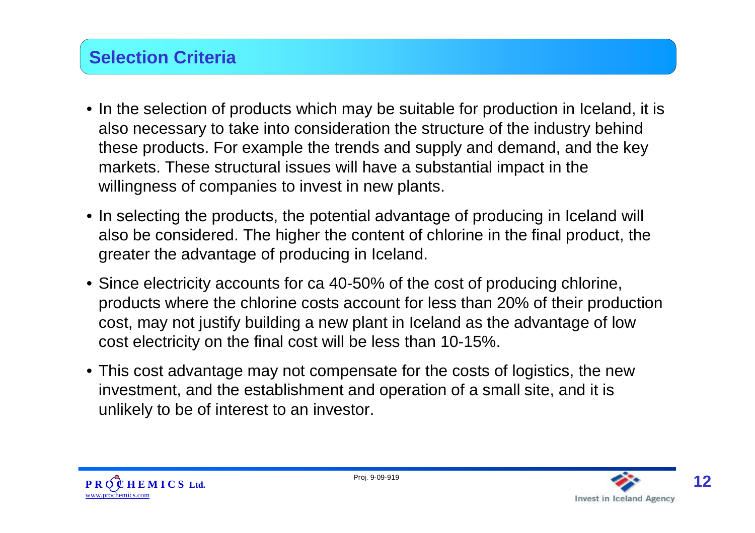## Selection Criteria

- In the selection of products which may be suitable for production in Iceland, it is also necessary to take into consideration the structure of the industry behind these products. For example the trends and supply and demand, and the key markets. These structural issues will have a substantial impact in the willingness of companies to invest in new plants.
- In selecting the products, the potential advantage of producing in Iceland will also be considered. The higher the content of chlorine in the final product, the greater the advantage of producing in Iceland.
- Since electricity accounts for ca 40-50% of the cost of producing chlorine, products where the chlorine costs account for less than 20% of their production cost, may not justify building a new plant in Iceland as the advantage of low cost electricity on the final cost will be less than 10-15%.
- This cost advantage may not compensate for the costs of logistics, the new investment, and the establishment and operation of a small site, and it is unlikely to be of interest to an investor.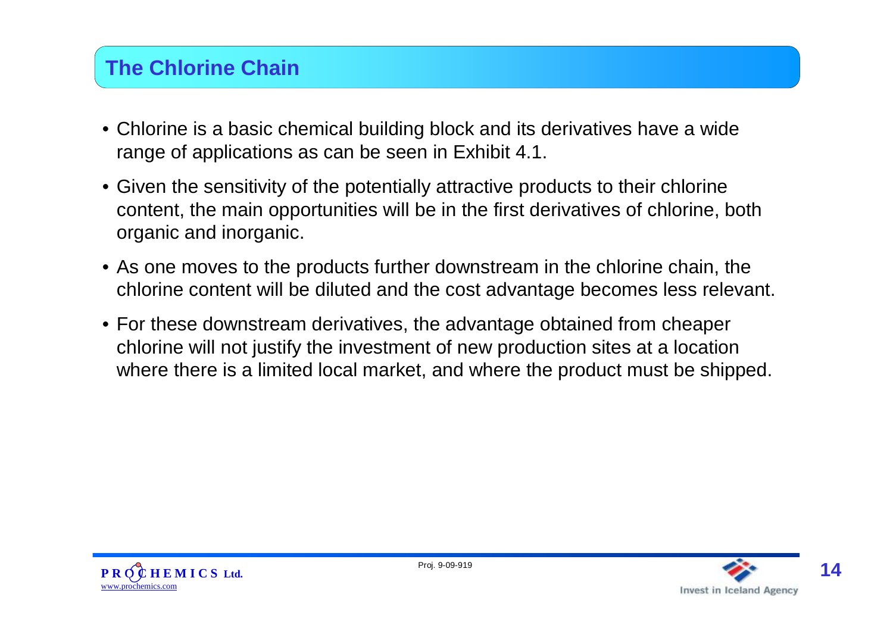## The Chlorine Chain

- Chlorine is a basic chemical building block and its derivatives have a wide range of applications as can be seen in Exhibit 4.1.
- Given the sensitivity of the potentially attractive products to their chlorine content, the main opportunities will be in the first derivatives of chlorine, both organic and inorganic.
- As one moves to the products further downstream in the chlorine chain, the chlorine content will be diluted and the cost advantage becomes less relevant.
- For these downstream derivatives, the advantage obtained from cheaper chlorine will not justify the investment of new production sites at a location where there is a limited local market, and where the product must be shipped.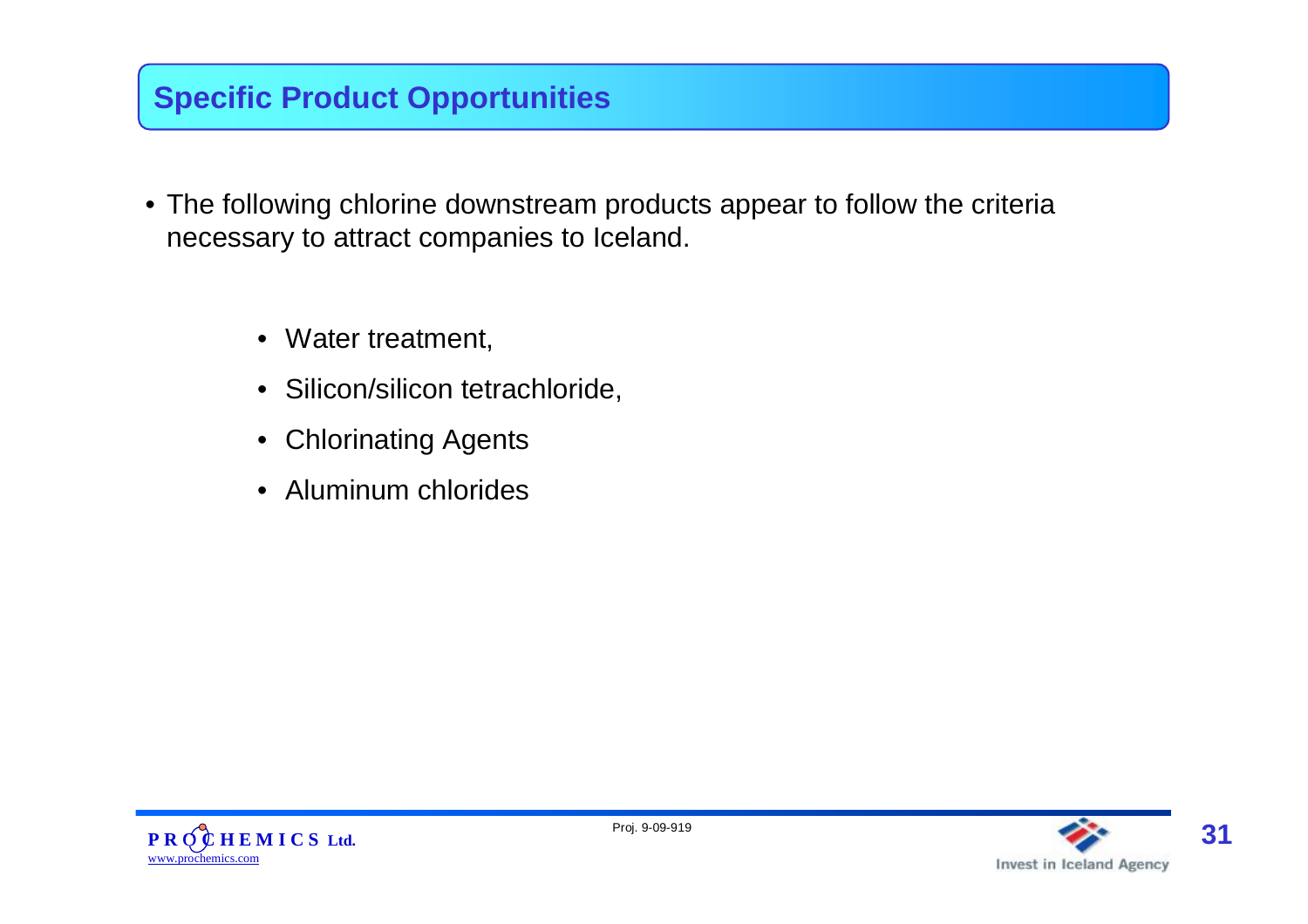## Specific Product Opportunities

- The following chlorine downstream products appear to follow the criteria necessary to attract companies to Iceland.

  - Water treatment,
  - Silicon/silicon tetrachloride,
  - Chlorinating Agents
  - Aluminum chlorides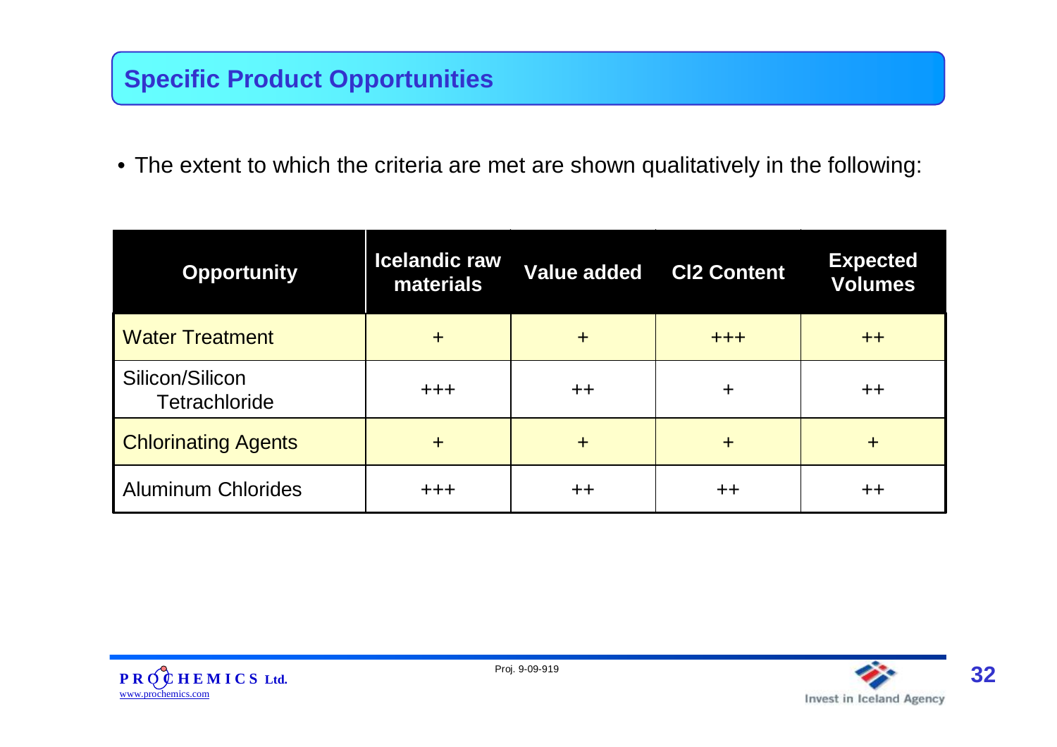## Specific Product Opportunities

- The extent to which the criteria are met are shown qualitatively in the following:

| Opportunity | Icelandic raw materials | Value added | Cl2 Content | Expected Volumes |
|---|---|---|---|---|
| Water Treatment | + | + | +++ | ++ |
| Silicon/Silicon Tetrachloride | +++ | ++ | + | ++ |
| Chlorinating Agents | + | + | + | + |
| Aluminum Chlorides | +++ | ++ | ++ | ++ |

PROCHEMICS Ltd.
www.prochemics.com

Proj. 9-09-919

Invest in Iceland Agency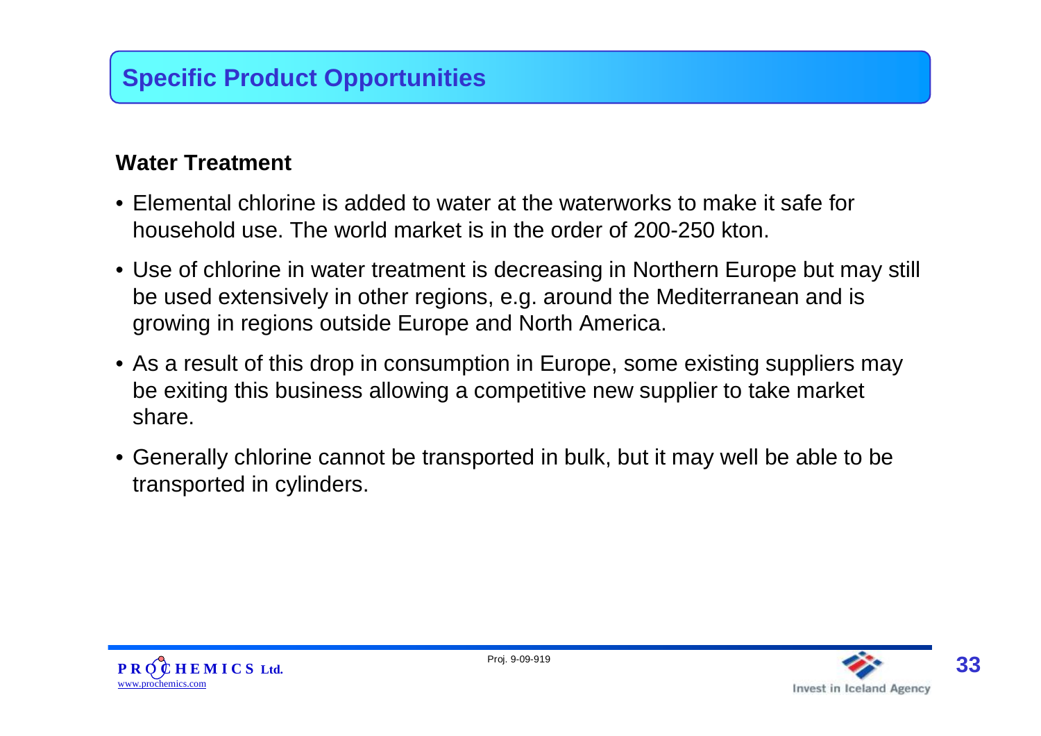# Specific Product Opportunities

## Water Treatment

- Elemental chlorine is added to water at the waterworks to make it safe for household use. The world market is in the order of 200-250 kton.
- Use of chlorine in water treatment is decreasing in Northern Europe but may still be used extensively in other regions, e.g. around the Mediterranean and is growing in regions outside Europe and North America.
- As a result of this drop in consumption in Europe, some existing suppliers may be exiting this business allowing a competitive new supplier to take market share.
- Generally chlorine cannot be transported in bulk, but it may well be able to be transported in cylinders.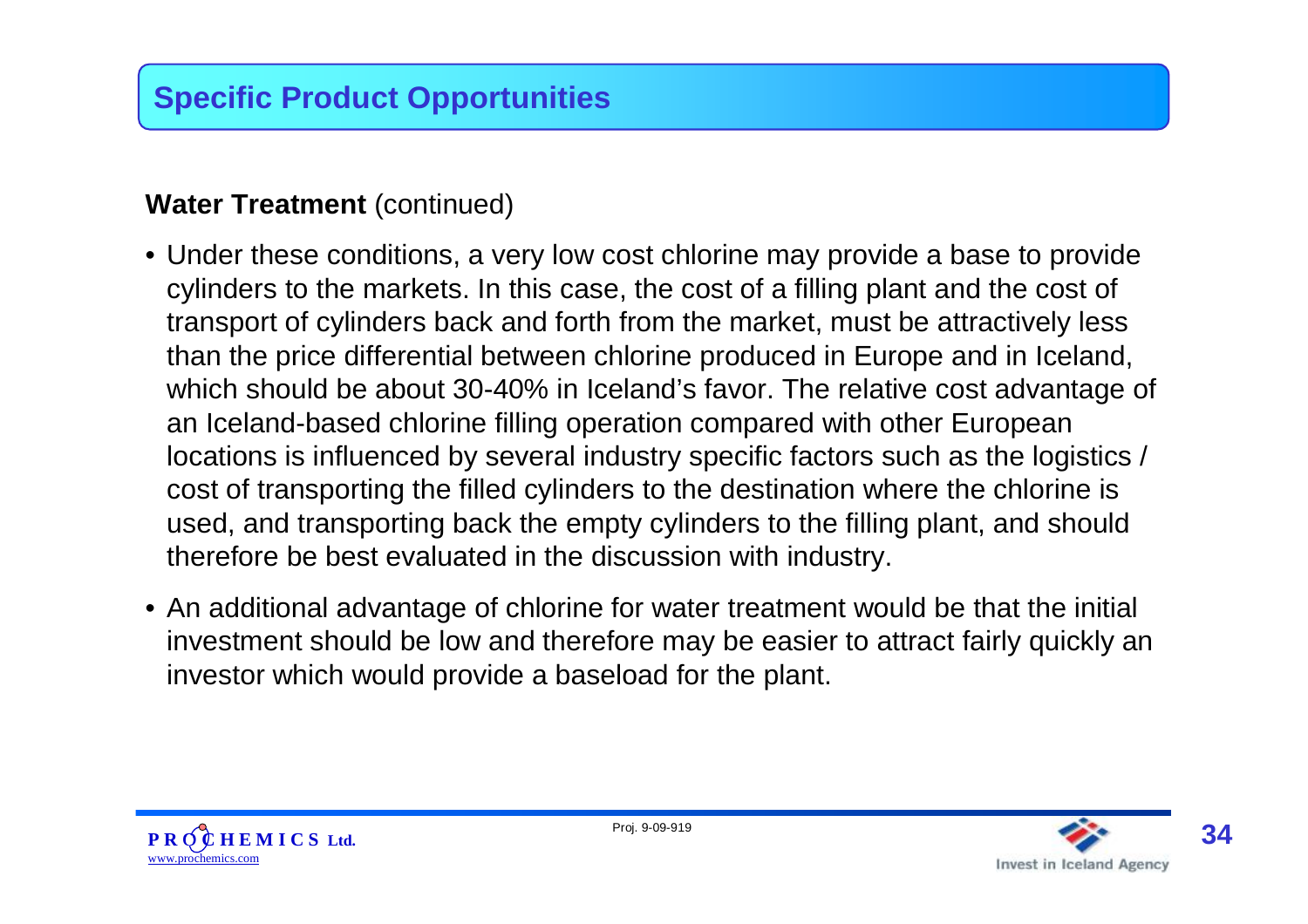## Specific Product Opportunities

**Water Treatment** (continued)

- Under these conditions, a very low cost chlorine may provide a base to provide cylinders to the markets. In this case, the cost of a filling plant and the cost of transport of cylinders back and forth from the market, must be attractively less than the price differential between chlorine produced in Europe and in Iceland, which should be about 30-40% in Iceland's favor. The relative cost advantage of an Iceland-based chlorine filling operation compared with other European locations is influenced by several industry specific factors such as the logistics / cost of transporting the filled cylinders to the destination where the chlorine is used, and transporting back the empty cylinders to the filling plant, and should therefore be best evaluated in the discussion with industry.
- An additional advantage of chlorine for water treatment would be that the initial investment should be low and therefore may be easier to attract fairly quickly an investor which would provide a baseload for the plant.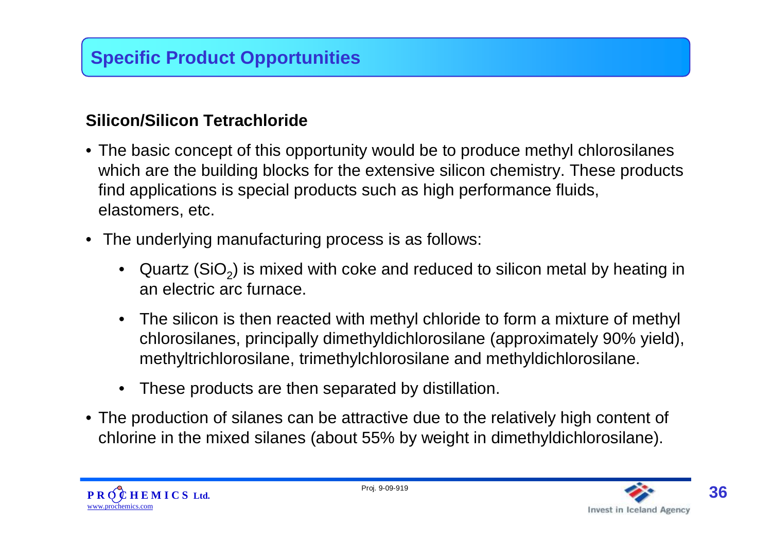## Specific Product Opportunities

### Silicon/Silicon Tetrachloride

- The basic concept of this opportunity would be to produce methyl chlorosilanes which are the building blocks for the extensive silicon chemistry. These products find applications is special products such as high performance fluids, elastomers, etc.
- The underlying manufacturing process is as follows:
  - Quartz ($SiO_2$) is mixed with coke and reduced to silicon metal by heating in an electric arc furnace.
  - The silicon is then reacted with methyl chloride to form a mixture of methyl chlorosilanes, principally dimethyldichlorosilane (approximately 90% yield), methyltrichlorosilane, trimethylchlorosilane and methyldichlorosilane.
  - These products are then separated by distillation.
- The production of silanes can be attractive due to the relatively high content of chlorine in the mixed silanes (about 55% by weight in dimethyldichlorosilane).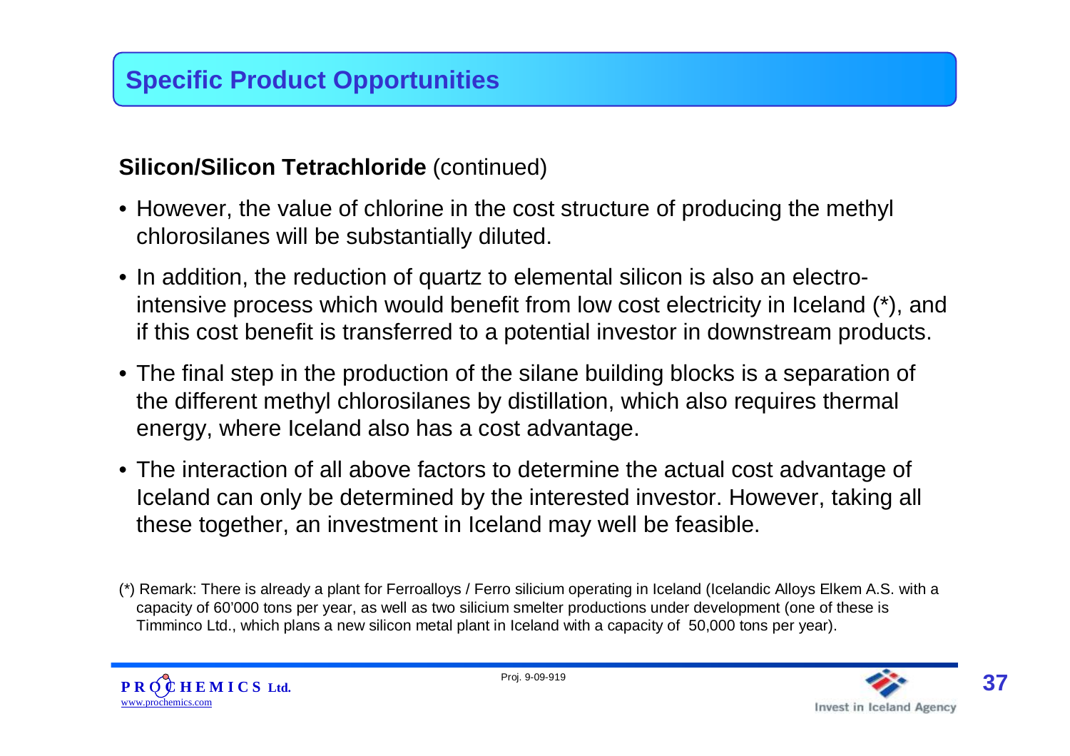# Specific Product Opportunities

**Silicon/Silicon Tetrachloride** (continued)

- However, the value of chlorine in the cost structure of producing the methyl chlorosilanes will be substantially diluted.
- In addition, the reduction of quartz to elemental silicon is also an electro-intensive process which would benefit from low cost electricity in Iceland (*), and if this cost benefit is transferred to a potential investor in downstream products.
- The final step in the production of the silane building blocks is a separation of the different methyl chlorosilanes by distillation, which also requires thermal energy, where Iceland also has a cost advantage.
- The interaction of all above factors to determine the actual cost advantage of Iceland can only be determined by the interested investor. However, taking all these together, an investment in Iceland may well be feasible.

(*) Remark: There is already a plant for Ferroalloys / Ferro silicium operating in Iceland (Icelandic Alloys Elkem A.S. with a capacity of 60'000 tons per year, as well as two silicium smelter productions under development (one of these is Timminco Ltd., which plans a new silicon metal plant in Iceland with a capacity of 50,000 tons per year).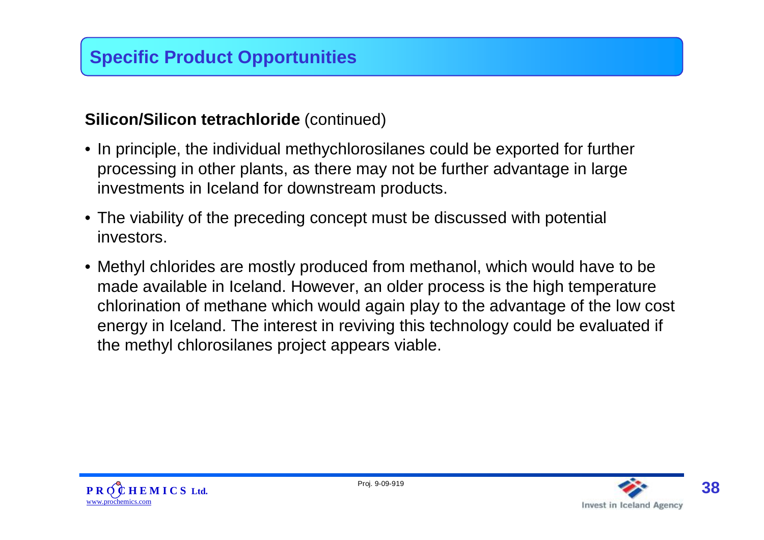## Specific Product Opportunities

**Silicon/Silicon tetrachloride** (continued)

- In principle, the individual methychlorosilanes could be exported for further processing in other plants, as there may not be further advantage in large investments in Iceland for downstream products.
- The viability of the preceding concept must be discussed with potential investors.
- Methyl chlorides are mostly produced from methanol, which would have to be made available in Iceland. However, an older process is the high temperature chlorination of methane which would again play to the advantage of the low cost energy in Iceland. The interest in reviving this technology could be evaluated if the methyl chlorosilanes project appears viable.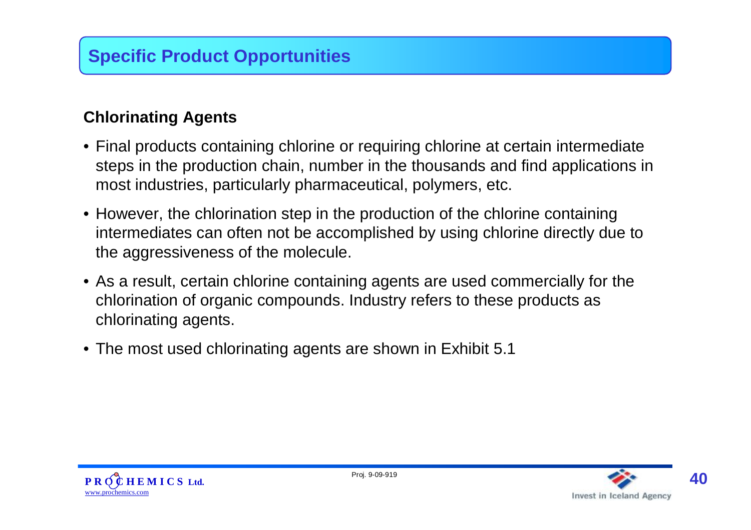## Specific Product Opportunities

### Chlorinating Agents

- Final products containing chlorine or requiring chlorine at certain intermediate steps in the production chain, number in the thousands and find applications in most industries, particularly pharmaceutical, polymers, etc.
- However, the chlorination step in the production of the chlorine containing intermediates can often not be accomplished by using chlorine directly due to the aggressiveness of the molecule.
- As a result, certain chlorine containing agents are used commercially for the chlorination of organic compounds. Industry refers to these products as chlorinating agents.
- The most used chlorinating agents are shown in Exhibit 5.1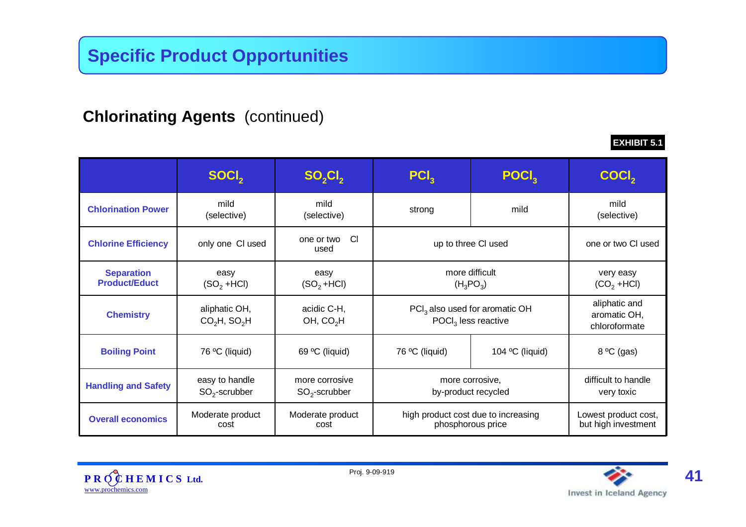# Specific Product Opportunities

## Chlorinating Agents (continued)

**EXHIBIT 5.1**

| | $SOCl_2$ | $SO_2Cl_2$ | $PCl_3$ | $POCl_3$ | $COCl_2$ |
|---|---|---|---|---|---|
| **Chlorination Power** | mild (selective) | mild (selective) | strong | mild | mild (selective) |
| **Chlorine Efficiency** | only one Cl used | one or two Cl used | up to three Cl used | | one or two Cl used |
| **Separation Product/Educt** | easy ($SO_2$ +HCl) | easy ($SO_2$ +HCl) | more difficult ($H_3PO_3$) | | very easy ($CO_2$ +HCl) |
| **Chemistry** | aliphatic OH, $CO_2H$, $SO_2H$ | acidic C-H, OH, $CO_2H$ | $PCl_3$ also used for aromatic OH $POCl_3$ less reactive | | aliphatic and aromatic OH, chloroformate |
| **Boiling Point** | 76 ºC (liquid) | 69 ºC (liquid) | 76 ºC (liquid) | 104 ºC (liquid) | 8 ºC (gas) |
| **Handling and Safety** | easy to handle $SO_2$-scrubber | more corrosive $SO_2$-scrubber | more corrosive, by-product recycled | | difficult to handle very toxic |
| **Overall economics** | Moderate product cost | Moderate product cost | high product cost due to increasing phosphorous price | | Lowest product cost, but high investment |

PROCHEMICS Ltd.
www.prochemics.com

Proj. 9-09-919

Invest in Iceland Agency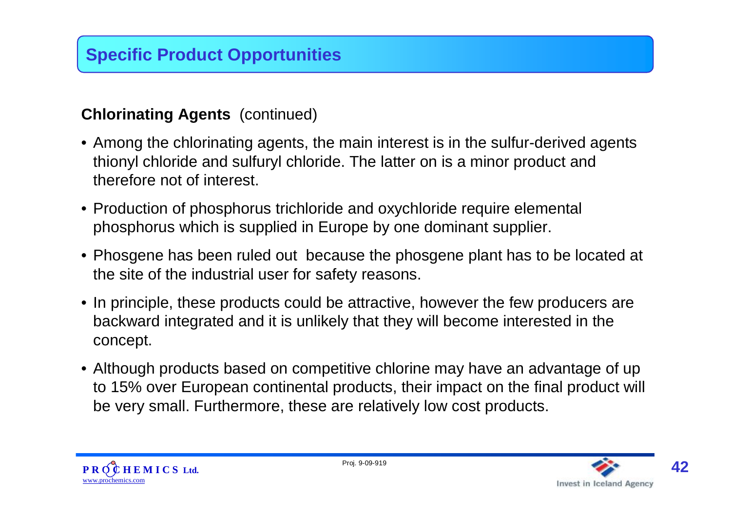## Specific Product Opportunities

**Chlorinating Agents** (continued)

- Among the chlorinating agents, the main interest is in the sulfur-derived agents thionyl chloride and sulfuryl chloride. The latter on is a minor product and therefore not of interest.
- Production of phosphorus trichloride and oxychloride require elemental phosphorus which is supplied in Europe by one dominant supplier.
- Phosgene has been ruled out because the phosgene plant has to be located at the site of the industrial user for safety reasons.
- In principle, these products could be attractive, however the few producers are backward integrated and it is unlikely that they will become interested in the concept.
- Although products based on competitive chlorine may have an advantage of up to 15% over European continental products, their impact on the final product will be very small. Furthermore, these are relatively low cost products.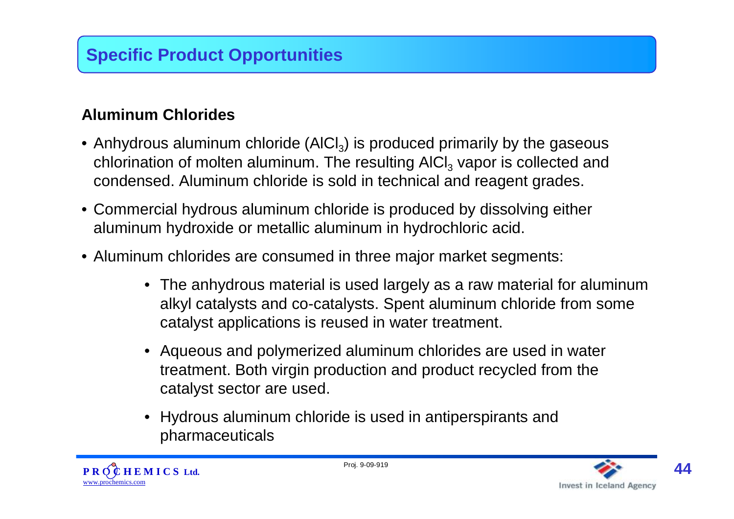## Specific Product Opportunities

### Aluminum Chlorides

- Anhydrous aluminum chloride ($AlCl_3$) is produced primarily by the gaseous chlorination of molten aluminum. The resulting $AlCl_3$ vapor is collected and condensed. Aluminum chloride is sold in technical and reagent grades.
- Commercial hydrous aluminum chloride is produced by dissolving either aluminum hydroxide or metallic aluminum in hydrochloric acid.
- Aluminum chlorides are consumed in three major market segments:
    - The anhydrous material is used largely as a raw material for aluminum alkyl catalysts and co-catalysts. Spent aluminum chloride from some catalyst applications is reused in water treatment.
    - Aqueous and polymerized aluminum chlorides are used in water treatment. Both virgin production and product recycled from the catalyst sector are used.
    - Hydrous aluminum chloride is used in antiperspirants and pharmaceuticals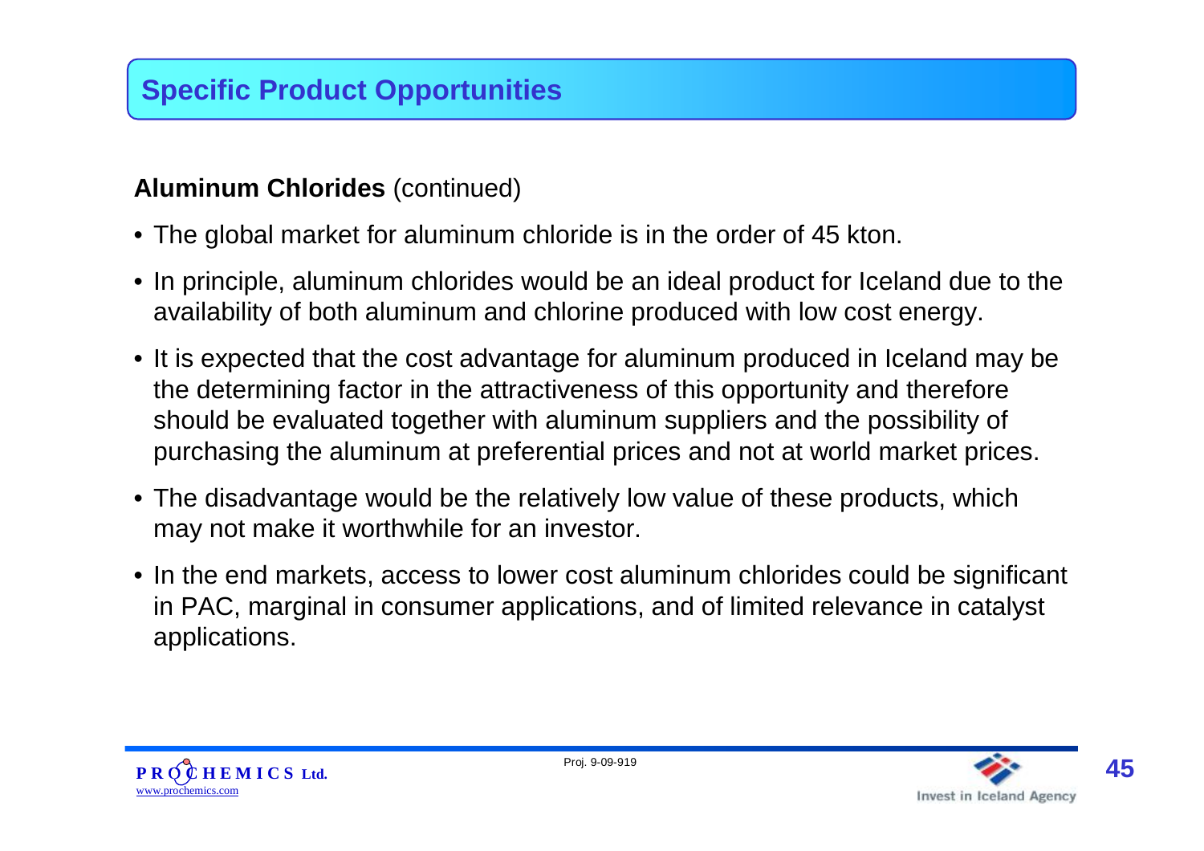## Specific Product Opportunities

**Aluminum Chlorides** (continued)

- The global market for aluminum chloride is in the order of 45 kton.
- In principle, aluminum chlorides would be an ideal product for Iceland due to the availability of both aluminum and chlorine produced with low cost energy.
- It is expected that the cost advantage for aluminum produced in Iceland may be the determining factor in the attractiveness of this opportunity and therefore should be evaluated together with aluminum suppliers and the possibility of purchasing the aluminum at preferential prices and not at world market prices.
- The disadvantage would be the relatively low value of these products, which may not make it worthwhile for an investor.
- In the end markets, access to lower cost aluminum chlorides could be significant in PAC, marginal in consumer applications, and of limited relevance in catalyst applications.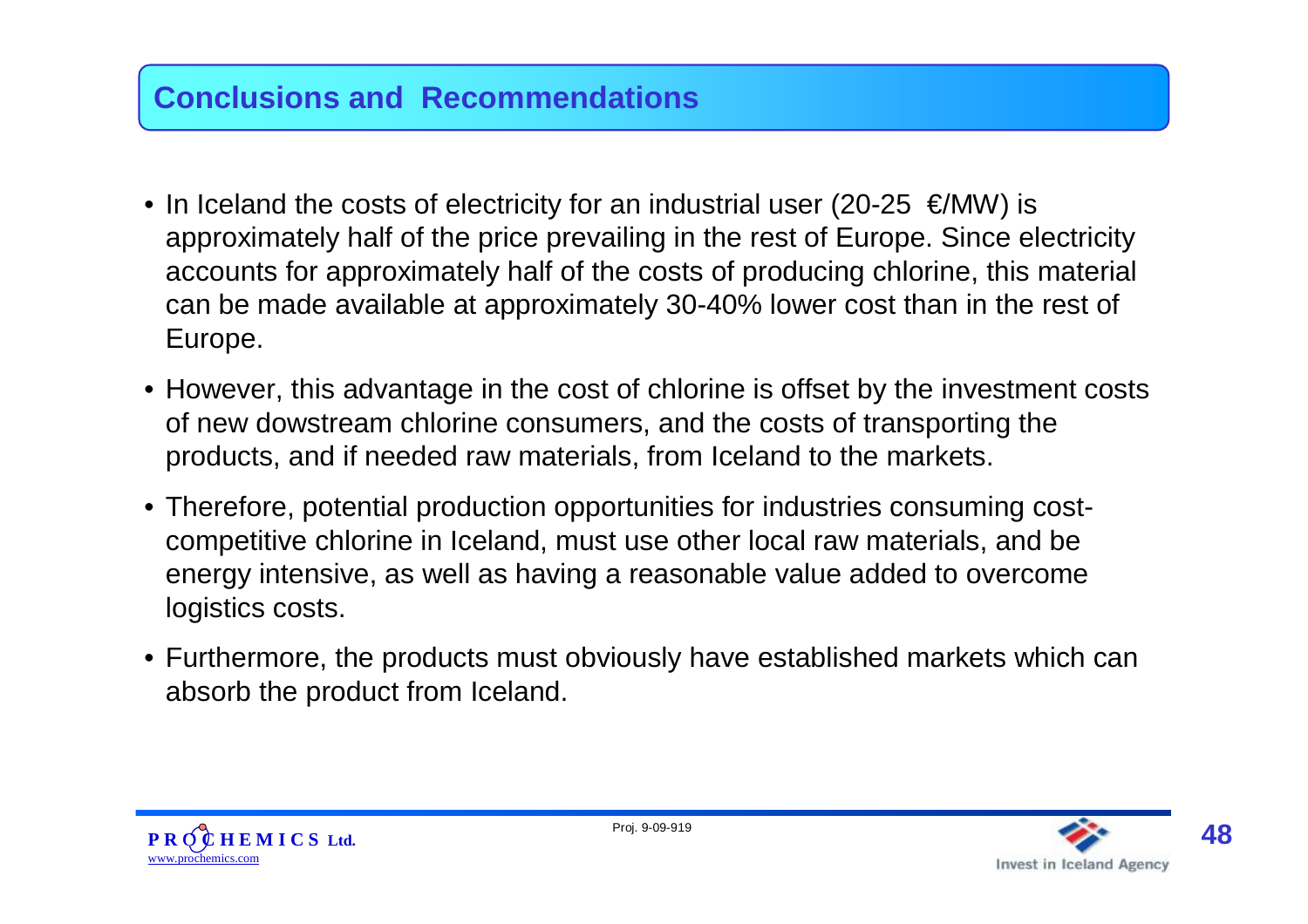## Conclusions and Recommendations

- In Iceland the costs of electricity for an industrial user (20-25 €/MW) is approximately half of the price prevailing in the rest of Europe. Since electricity accounts for approximately half of the costs of producing chlorine, this material can be made available at approximately 30-40% lower cost than in the rest of Europe.
- However, this advantage in the cost of chlorine is offset by the investment costs of new dowstream chlorine consumers, and the costs of transporting the products, and if needed raw materials, from Iceland to the markets.
- Therefore, potential production opportunities for industries consuming cost-competitive chlorine in Iceland, must use other local raw materials, and be energy intensive, as well as having a reasonable value added to overcome logistics costs.
- Furthermore, the products must obviously have established markets which can absorb the product from Iceland.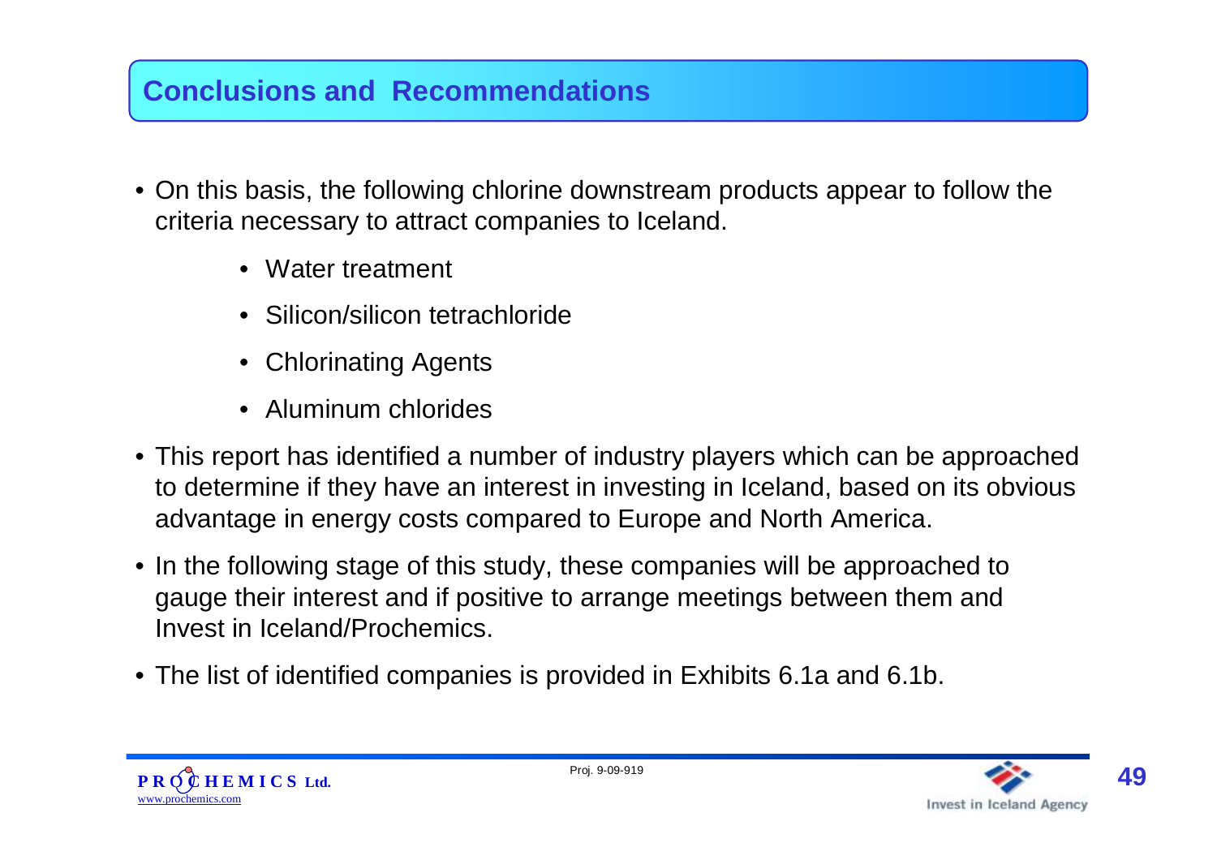## Conclusions and Recommendations

- On this basis, the following chlorine downstream products appear to follow the criteria necessary to attract companies to Iceland.
  - Water treatment
  - Silicon/silicon tetrachloride
  - Chlorinating Agents
  - Aluminum chlorides
- This report has identified a number of industry players which can be approached to determine if they have an interest in investing in Iceland, based on its obvious advantage in energy costs compared to Europe and North America.
- In the following stage of this study, these companies will be approached to gauge their interest and if positive to arrange meetings between them and Invest in Iceland/Prochemics.
- The list of identified companies is provided in Exhibits 6.1a and 6.1b.